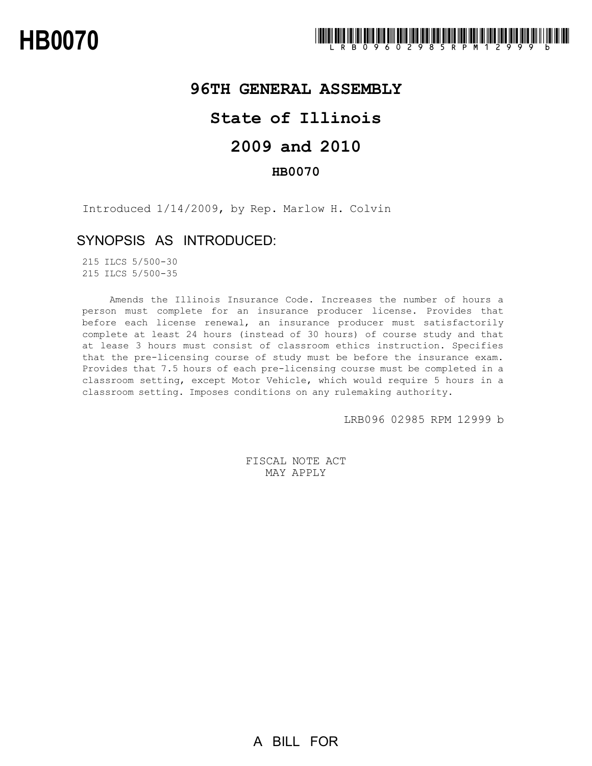# HB0070

LRB096 02985 RPM 12999 b

## 96TH GENERAL ASSEMBLY

## State of Illinois

## 2009 and 2010

### HB0070

Introduced 1/14/2009, by Rep. Marlow H. Colvin

### SYNOPSIS AS INTRODUCED:

215 ILCS 5/500-30
215 ILCS 5/500-35

Amends the Illinois Insurance Code. Increases the number of hours a person must complete for an insurance producer license. Provides that before each license renewal, an insurance producer must satisfactorily complete at least 24 hours (instead of 30 hours) of course study and that at lease 3 hours must consist of classroom ethics instruction. Specifies that the pre-licensing course of study must be before the insurance exam. Provides that 7.5 hours of each pre-licensing course must be completed in a classroom setting, except Motor Vehicle, which would require 5 hours in a classroom setting. Imposes conditions on any rulemaking authority.

LRB096 02985 RPM 12999 b

FISCAL NOTE ACT
MAY APPLY

A BILL FOR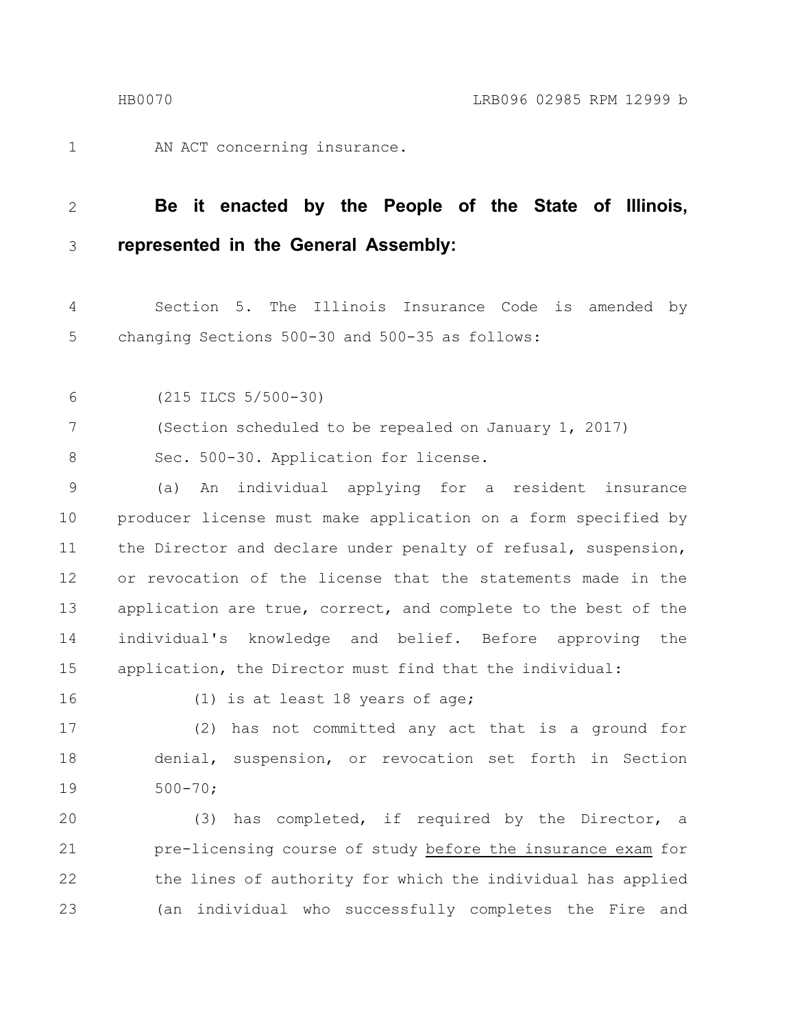AN ACT concerning insurance.

**Be it enacted by the People of the State of Illinois, represented in the General Assembly:**

Section 5. The Illinois Insurance Code is amended by changing Sections 500-30 and 500-35 as follows:

(215 ILCS 5/500-30)

(Section scheduled to be repealed on January 1, 2017)

Sec. 500-30. Application for license.

(a) An individual applying for a resident insurance producer license must make application on a form specified by the Director and declare under penalty of refusal, suspension, or revocation of the license that the statements made in the application are true, correct, and complete to the best of the individual's knowledge and belief. Before approving the application, the Director must find that the individual:

(1) is at least 18 years of age;

(2) has not committed any act that is a ground for denial, suspension, or revocation set forth in Section 500-70;

(3) has completed, if required by the Director, a pre-licensing course of study <u>before the insurance exam</u> for the lines of authority for which the individual has applied (an individual who successfully completes the Fire and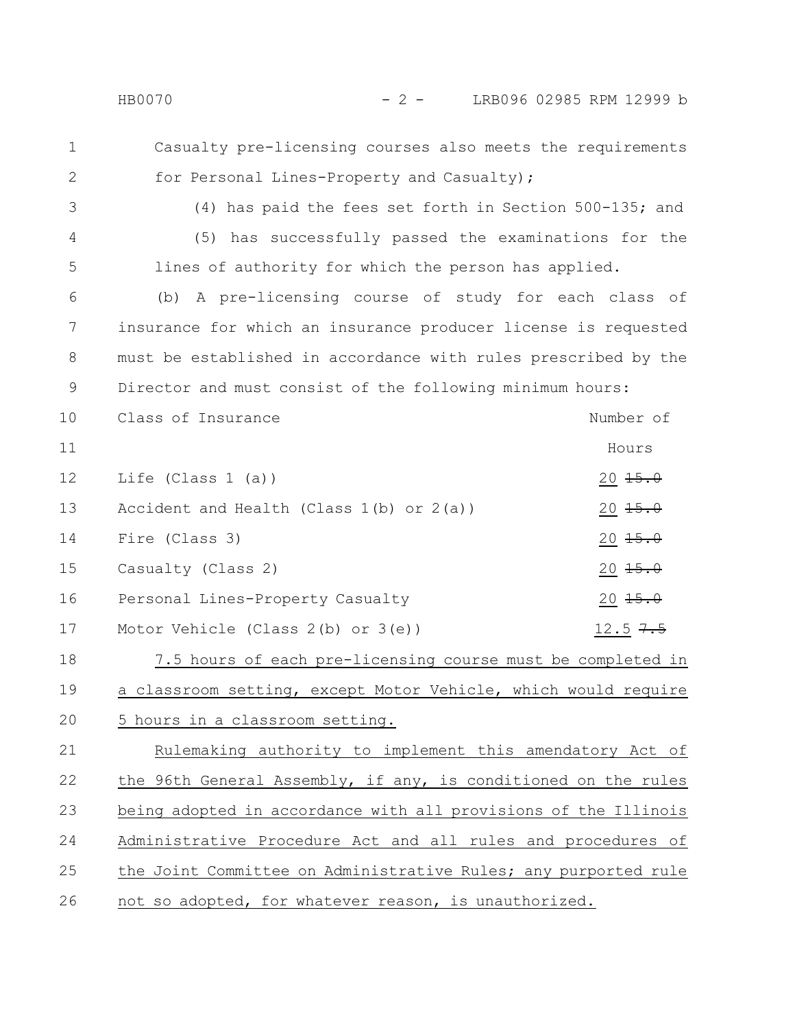Casualty pre-licensing courses also meets the requirements for Personal Lines-Property and Casualty);

(4) has paid the fees set forth in Section 500-135; and

(5) has successfully passed the examinations for the lines of authority for which the person has applied.

(b) A pre-licensing course of study for each class of insurance for which an insurance producer license is requested must be established in accordance with rules prescribed by the Director and must consist of the following minimum hours:

| Class of Insurance | Number of Hours |
|---|---|
| Life (Class 1 (a)) | <u>20</u> ~~15.0~~ |
| Accident and Health (Class 1(b) or 2(a)) | <u>20</u> ~~15.0~~ |
| Fire (Class 3) | <u>20</u> ~~15.0~~ |
| Casualty (Class 2) | <u>20</u> ~~15.0~~ |
| Personal Lines-Property Casualty | <u>20</u> ~~15.0~~ |
| Motor Vehicle (Class 2(b) or 3(e)) | <u>12.5</u> ~~7.5~~ |

<u>7.5 hours of each pre-licensing course must be completed in a classroom setting, except Motor Vehicle, which would require 5 hours in a classroom setting.</u>

<u>Rulemaking authority to implement this amendatory Act of the 96th General Assembly, if any, is conditioned on the rules being adopted in accordance with all provisions of the Illinois Administrative Procedure Act and all rules and procedures of the Joint Committee on Administrative Rules; any purported rule not so adopted, for whatever reason, is unauthorized.</u>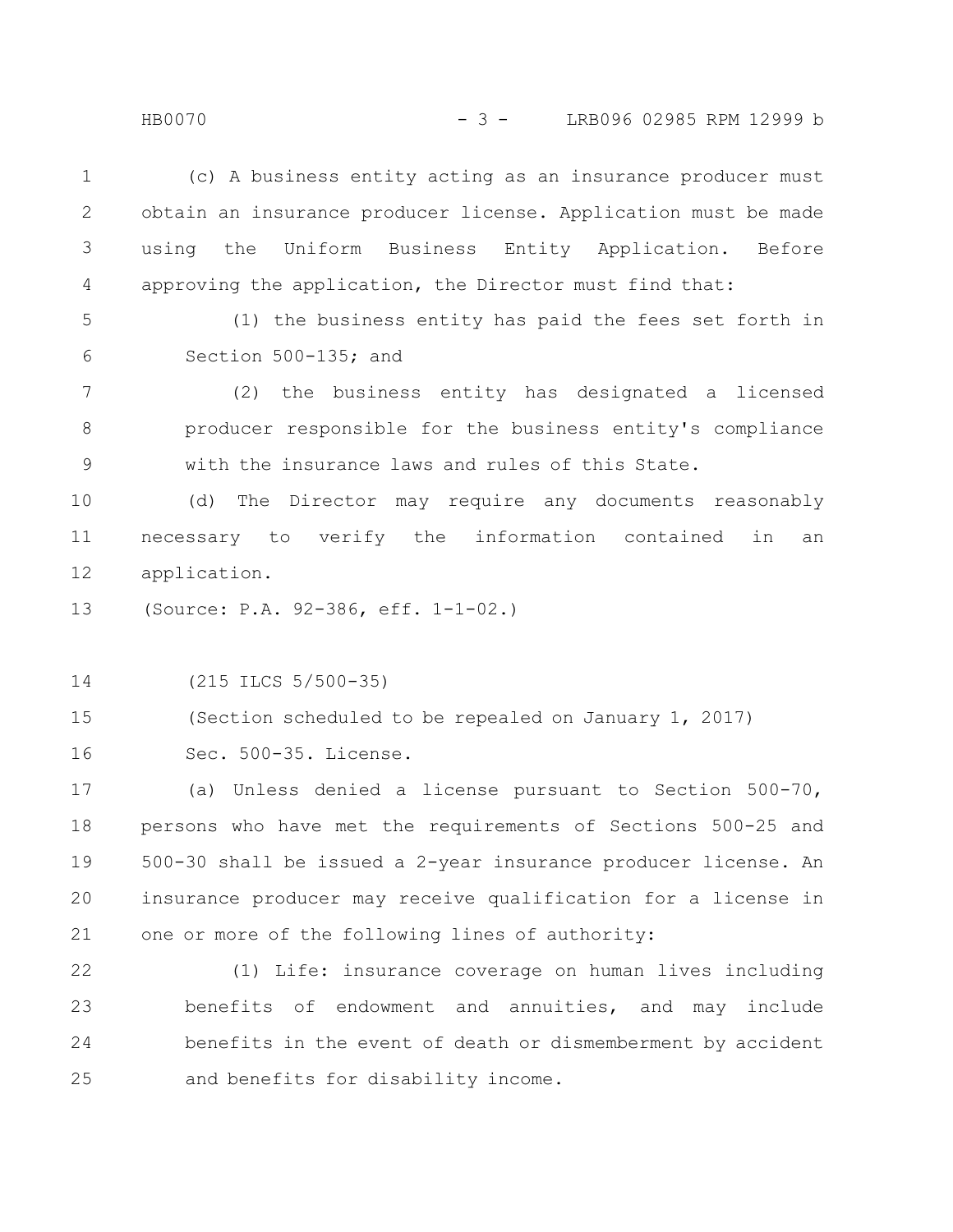(c) A business entity acting as an insurance producer must obtain an insurance producer license. Application must be made using the Uniform Business Entity Application. Before approving the application, the Director must find that:

(1) the business entity has paid the fees set forth in Section 500-135; and

(2) the business entity has designated a licensed producer responsible for the business entity's compliance with the insurance laws and rules of this State.

(d) The Director may require any documents reasonably necessary to verify the information contained in an application.

(Source: P.A. 92-386, eff. 1-1-02.)

(215 ILCS 5/500-35)

(Section scheduled to be repealed on January 1, 2017)

Sec. 500-35. License.

(a) Unless denied a license pursuant to Section 500-70, persons who have met the requirements of Sections 500-25 and 500-30 shall be issued a 2-year insurance producer license. An insurance producer may receive qualification for a license in one or more of the following lines of authority:

(1) Life: insurance coverage on human lives including benefits of endowment and annuities, and may include benefits in the event of death or dismemberment by accident and benefits for disability income.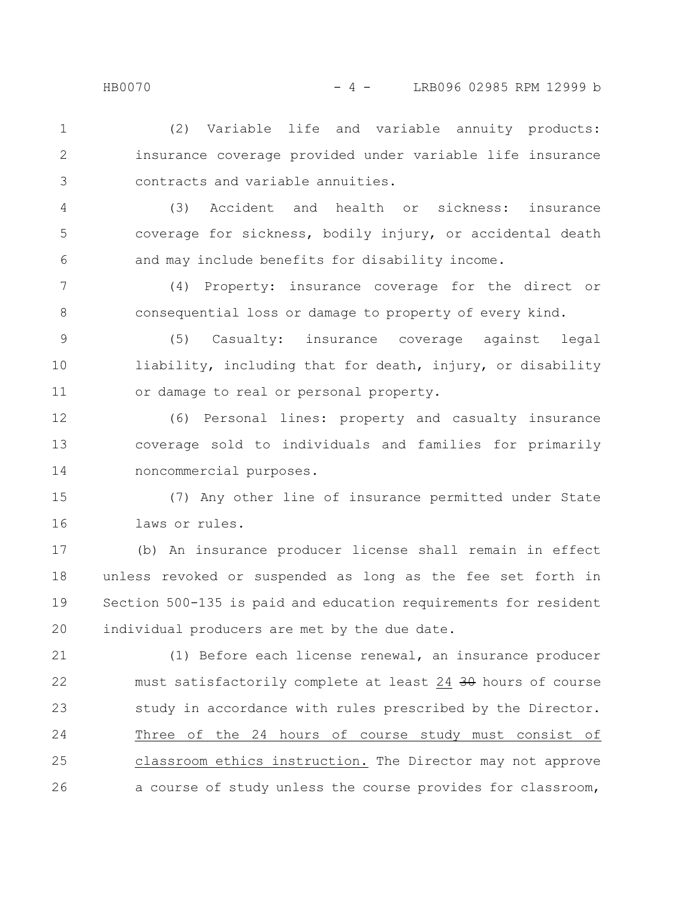(2) Variable life and variable annuity products: insurance coverage provided under variable life insurance contracts and variable annuities.

(3) Accident and health or sickness: insurance coverage for sickness, bodily injury, or accidental death and may include benefits for disability income.

(4) Property: insurance coverage for the direct or consequential loss or damage to property of every kind.

(5) Casualty: insurance coverage against legal liability, including that for death, injury, or disability or damage to real or personal property.

(6) Personal lines: property and casualty insurance coverage sold to individuals and families for primarily noncommercial purposes.

(7) Any other line of insurance permitted under State laws or rules.

(b) An insurance producer license shall remain in effect unless revoked or suspended as long as the fee set forth in Section 500-135 is paid and education requirements for resident individual producers are met by the due date.

(1) Before each license renewal, an insurance producer must satisfactorily complete at least <u>24</u> ~~30~~ hours of course study in accordance with rules prescribed by the Director. <u>Three of the 24 hours of course study must consist of classroom ethics instruction.</u> The Director may not approve a course of study unless the course provides for classroom,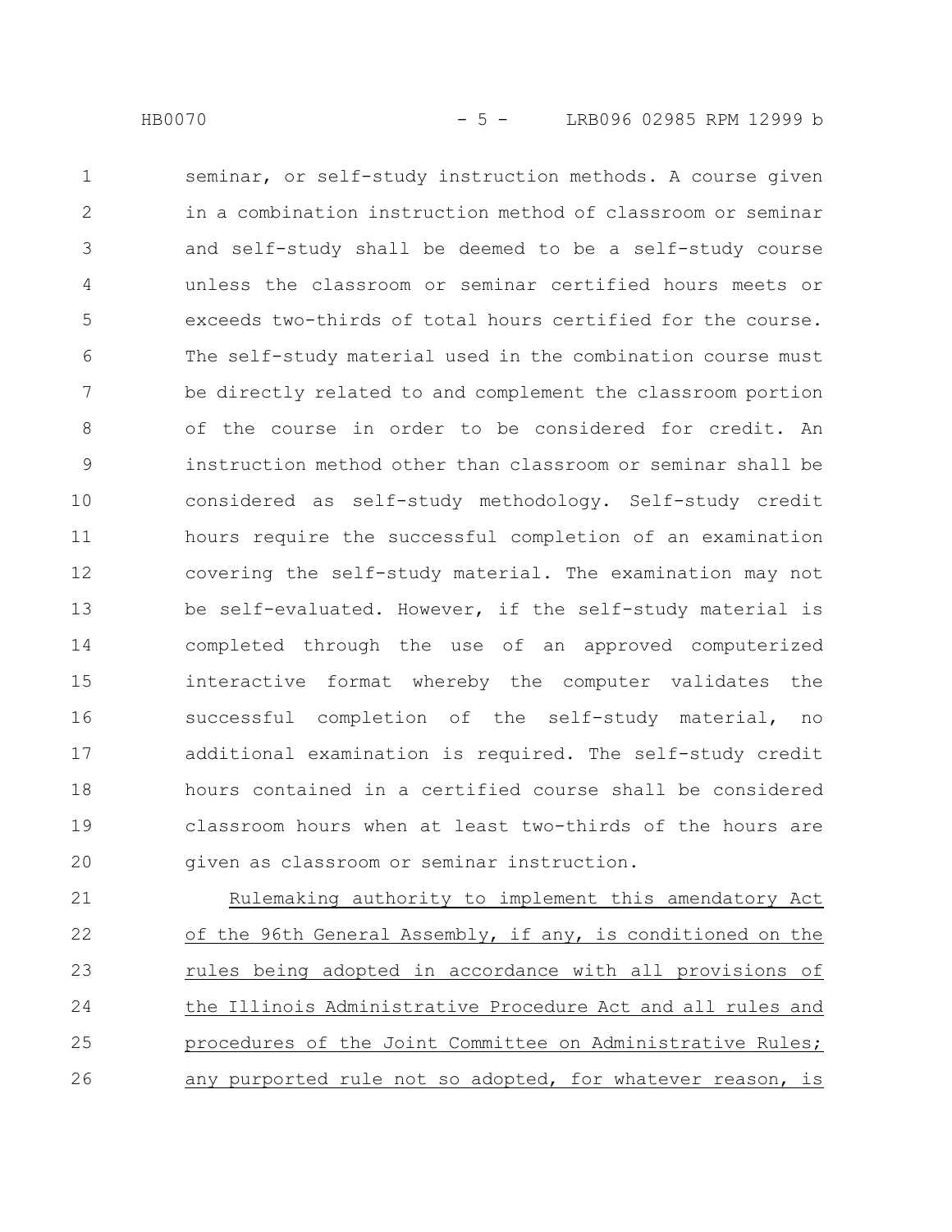seminar, or self-study instruction methods. A course given in a combination instruction method of classroom or seminar and self-study shall be deemed to be a self-study course unless the classroom or seminar certified hours meets or exceeds two-thirds of total hours certified for the course. The self-study material used in the combination course must be directly related to and complement the classroom portion of the course in order to be considered for credit. An instruction method other than classroom or seminar shall be considered as self-study methodology. Self-study credit hours require the successful completion of an examination covering the self-study material. The examination may not be self-evaluated. However, if the self-study material is completed through the use of an approved computerized interactive format whereby the computer validates the successful completion of the self-study material, no additional examination is required. The self-study credit hours contained in a certified course shall be considered classroom hours when at least two-thirds of the hours are given as classroom or seminar instruction.

Rulemaking authority to implement this amendatory Act of the 96th General Assembly, if any, is conditioned on the rules being adopted in accordance with all provisions of the Illinois Administrative Procedure Act and all rules and procedures of the Joint Committee on Administrative Rules; any purported rule not so adopted, for whatever reason, is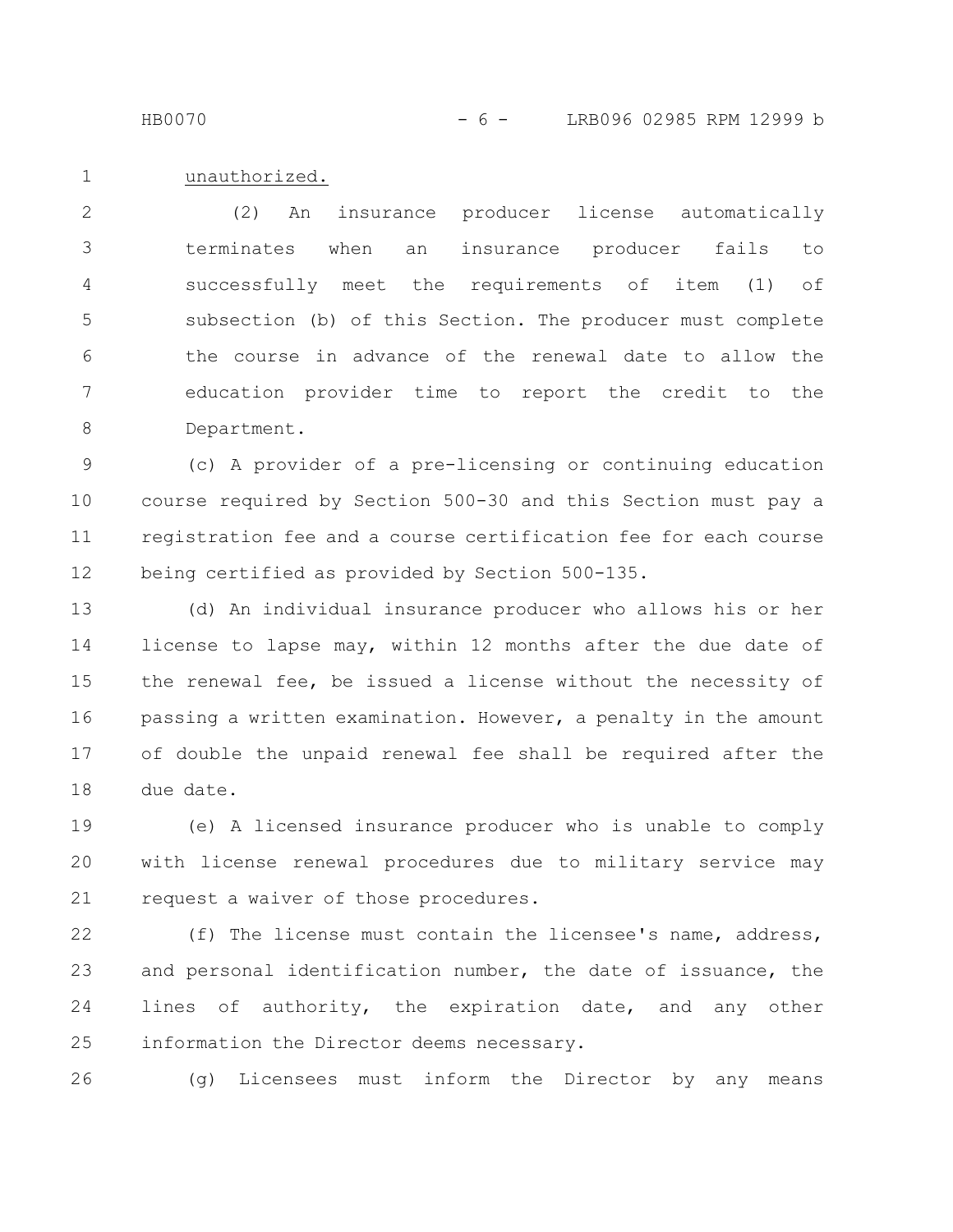<u>unauthorized.</u>

(2) An insurance producer license automatically terminates when an insurance producer fails to successfully meet the requirements of item (1) of subsection (b) of this Section. The producer must complete the course in advance of the renewal date to allow the education provider time to report the credit to the Department.

(c) A provider of a pre-licensing or continuing education course required by Section 500-30 and this Section must pay a registration fee and a course certification fee for each course being certified as provided by Section 500-135.

(d) An individual insurance producer who allows his or her license to lapse may, within 12 months after the due date of the renewal fee, be issued a license without the necessity of passing a written examination. However, a penalty in the amount of double the unpaid renewal fee shall be required after the due date.

(e) A licensed insurance producer who is unable to comply with license renewal procedures due to military service may request a waiver of those procedures.

(f) The license must contain the licensee's name, address, and personal identification number, the date of issuance, the lines of authority, the expiration date, and any other information the Director deems necessary.

(g) Licensees must inform the Director by any means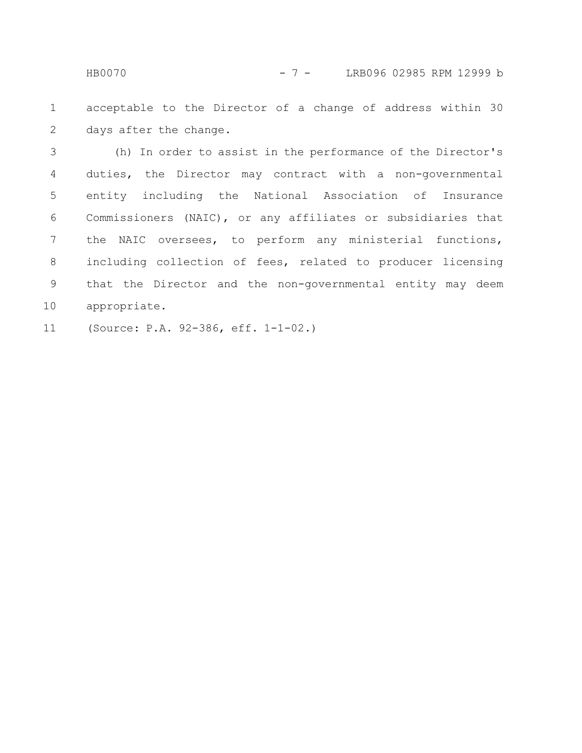acceptable to the Director of a change of address within 30 days after the change.

(h) In order to assist in the performance of the Director's duties, the Director may contract with a non-governmental entity including the National Association of Insurance Commissioners (NAIC), or any affiliates or subsidiaries that the NAIC oversees, to perform any ministerial functions, including collection of fees, related to producer licensing that the Director and the non-governmental entity may deem appropriate.

(Source: P.A. 92-386, eff. 1-1-02.)